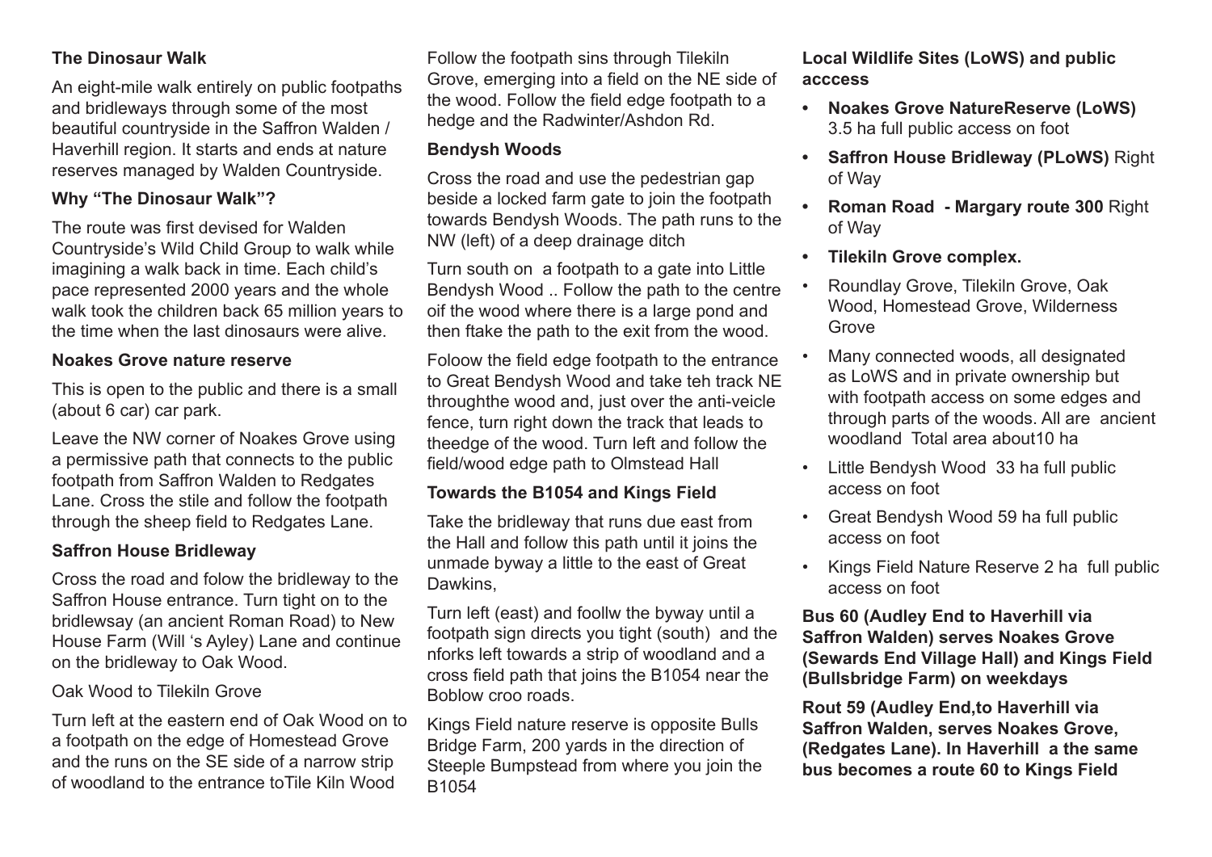### The Dinosaur Walk

An eight-mile walk entirely on public footpaths and bridleways through some of the most beautiful countryside in the Saffron Walden / Haverhill region. It starts and ends at nature reserves managed by Walden Countryside.

### Why "The Dinosaur Walk"?

The route was first devised for Walden Countryside's Wild Child Group to walk while imagining a walk back in time. Each child's pace represented 2000 years and the whole walk took the children back 65 million years to the time when the last dinosaurs were alive.

### Noakes Grove nature reserve

This is open to the public and there is a small (about 6 car) car park.

Leave the NW corner of Noakes Grove using a permissive path that connects to the public footpath from Saffron Walden to Redgates Lane. Cross the stile and follow the footpath through the sheep field to Redgates Lane.

### Saffron House Bridleway

Cross the road and folow the bridleway to the Saffron House entrance. Turn tight on to the bridlewsay (an ancient Roman Road) to New House Farm (Will 's Ayley) Lane and continue on the bridleway to Oak Wood.

Oak Wood to Tilekiln Grove

Turn left at the eastern end of Oak Wood on to a footpath on the edge of Homestead Grove and the runs on the SE side of a narrow strip of woodland to the entrance toTile Kiln Wood

Follow the footpath sins through Tilekiln Grove, emerging into a field on the NE side of the wood. Follow the field edge footpath to a hedge and the Radwinter/Ashdon Rd.

### Bendysh Woods

Cross the road and use the pedestrian gap beside a locked farm gate to join the footpath towards Bendysh Woods. The path runs to the NW (left) of a deep drainage ditch

Turn south on a footpath to a gate into Little Bendysh Wood .. Follow the path to the centre oif the wood where there is a large pond and then ftake the path to the exit from the wood.

Foloow the field edge footpath to the entrance to Great Bendysh Wood and take teh track NE throughthe wood and, just over the anti-veicle fence, turn right down the track that leads to theedge of the wood. Turn left and follow the field/wood edge path to Olmstead Hall

### Towards the B1054 and Kings Field

Take the bridleway that runs due east from the Hall and follow this path until it joins the unmade byway a little to the east of Great Dawkins,

Turn left (east) and foollw the byway until a footpath sign directs you tight (south) and the nforks left towards a strip of woodland and a cross field path that joins the B1054 near the Boblow croo roads.

Kings Field nature reserve is opposite Bulls Bridge Farm, 200 yards in the direction of Steeple Bumpstead from where you join the B1054

### Local Wildlife Sites (LoWS) and public acccess

- **Noakes Grove NatureReserve (LoWS)** 3.5 ha full public access on foot
- **Saffron House Bridleway (PLoWS)** Right of Way
- **Roman Road - Margary route 300** Right of Way
- **Tilekiln Grove complex.**
- Roundlay Grove, Tilekiln Grove, Oak Wood, Homestead Grove, Wilderness Grove
- Many connected woods, all designated as LoWS and in private ownership but with footpath access on some edges and through parts of the woods. All are ancient woodland Total area about10 ha
- Little Bendysh Wood 33 ha full public access on foot
- Great Bendysh Wood 59 ha full public access on foot
- Kings Field Nature Reserve 2 ha full public access on foot

**Bus 60 (Audley End to Haverhill via Saffron Walden) serves Noakes Grove (Sewards End Village Hall) and Kings Field (Bullsbridge Farm) on weekdays**

**Rout 59 (Audley End,to Haverhill via Saffron Walden, serves Noakes Grove, (Redgates Lane). In Haverhill a the same bus becomes a route 60 to Kings Field**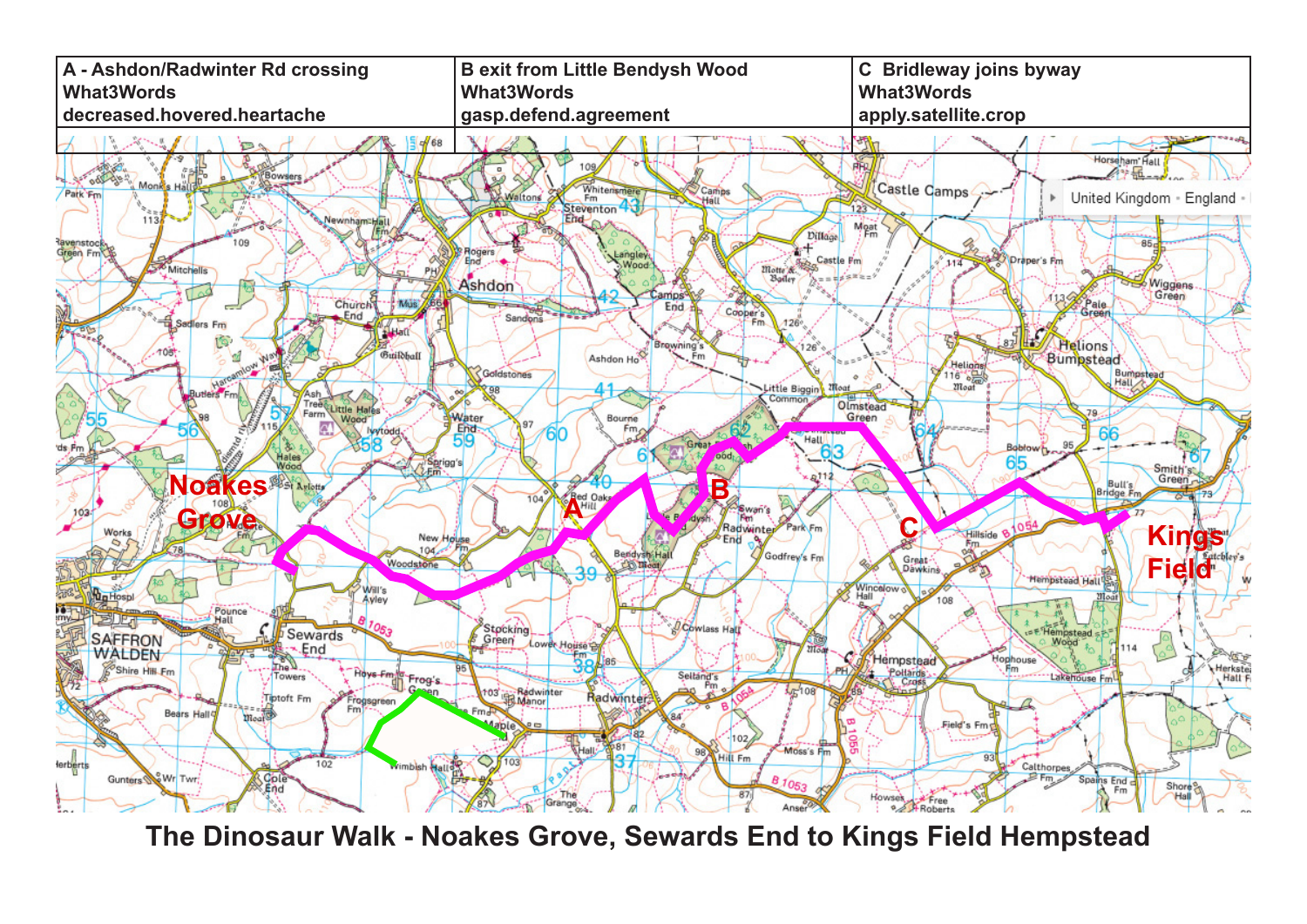| A - Ashdon/Radwinter Rd crossing<br>What3Words<br>decreased.hovered.heartache | B exit from Little Bendysh Wood<br>What3Words<br>gasp.defend.agreement | C Bridleway joins byway<br>What3Words<br>apply.satellite.crop |
|---|---|---|
| | | |

Noakes Grove

A

B

C

Kings Field

**The Dinosaur Walk - Noakes Grove, Sewards End to Kings Field Hempstead**